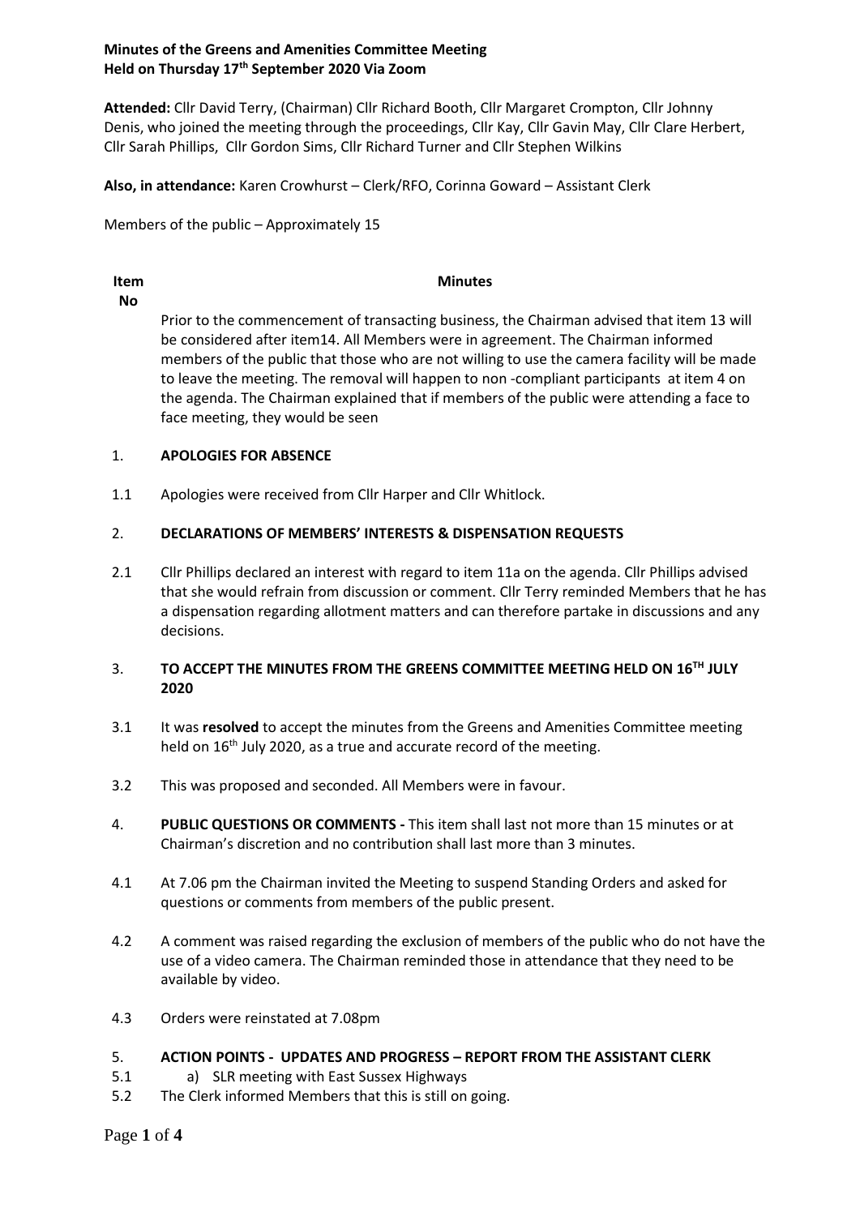**Minutes of the Greens and Amenities Committee Meeting**
**Held on Thursday 17th September 2020 Via Zoom**

**Attended:** Cllr David Terry, (Chairman) Cllr Richard Booth, Cllr Margaret Crompton, Cllr Johnny Denis, who joined the meeting through the proceedings, Cllr Kay, Cllr Gavin May, Cllr Clare Herbert, Cllr Sarah Phillips, Cllr Gordon Sims, Cllr Richard Turner and Cllr Stephen Wilkins

**Also, in attendance:** Karen Crowhurst – Clerk/RFO, Corinna Goward – Assistant Clerk

Members of the public – Approximately 15

| **Item No** | **Minutes** |
|---|---|
| | Prior to the commencement of transacting business, the Chairman advised that item 13 will be considered after item14. All Members were in agreement. The Chairman informed members of the public that those who are not willing to use the camera facility will be made to leave the meeting. The removal will happen to non -compliant participants at item 4 on the agenda. The Chairman explained that if members of the public were attending a face to face meeting, they would be seen |
| 1. | **APOLOGIES FOR ABSENCE** |
| 1.1 | Apologies were received from Cllr Harper and Cllr Whitlock. |
| 2. | **DECLARATIONS OF MEMBERS' INTERESTS & DISPENSATION REQUESTS** |
| 2.1 | Cllr Phillips declared an interest with regard to item 11a on the agenda. Cllr Phillips advised that she would refrain from discussion or comment. Cllr Terry reminded Members that he has a dispensation regarding allotment matters and can therefore partake in discussions and any decisions. |
| 3. | **TO ACCEPT THE MINUTES FROM THE GREENS COMMITTEE MEETING HELD ON 16TH JULY 2020** |
| 3.1 | It was **resolved** to accept the minutes from the Greens and Amenities Committee meeting held on 16th July 2020, as a true and accurate record of the meeting. |
| 3.2 | This was proposed and seconded. All Members were in favour. |
| 4. | **PUBLIC QUESTIONS OR COMMENTS -** This item shall last not more than 15 minutes or at Chairman's discretion and no contribution shall last more than 3 minutes. |
| 4.1 | At 7.06 pm the Chairman invited the Meeting to suspend Standing Orders and asked for questions or comments from members of the public present. |
| 4.2 | A comment was raised regarding the exclusion of members of the public who do not have the use of a video camera. The Chairman reminded those in attendance that they need to be available by video. |
| 4.3 | Orders were reinstated at 7.08pm |
| 5. | **ACTION POINTS - UPDATES AND PROGRESS – REPORT FROM THE ASSISTANT CLERK** |
| 5.1 | a) SLR meeting with East Sussex Highways |
| 5.2 | The Clerk informed Members that this is still on going. |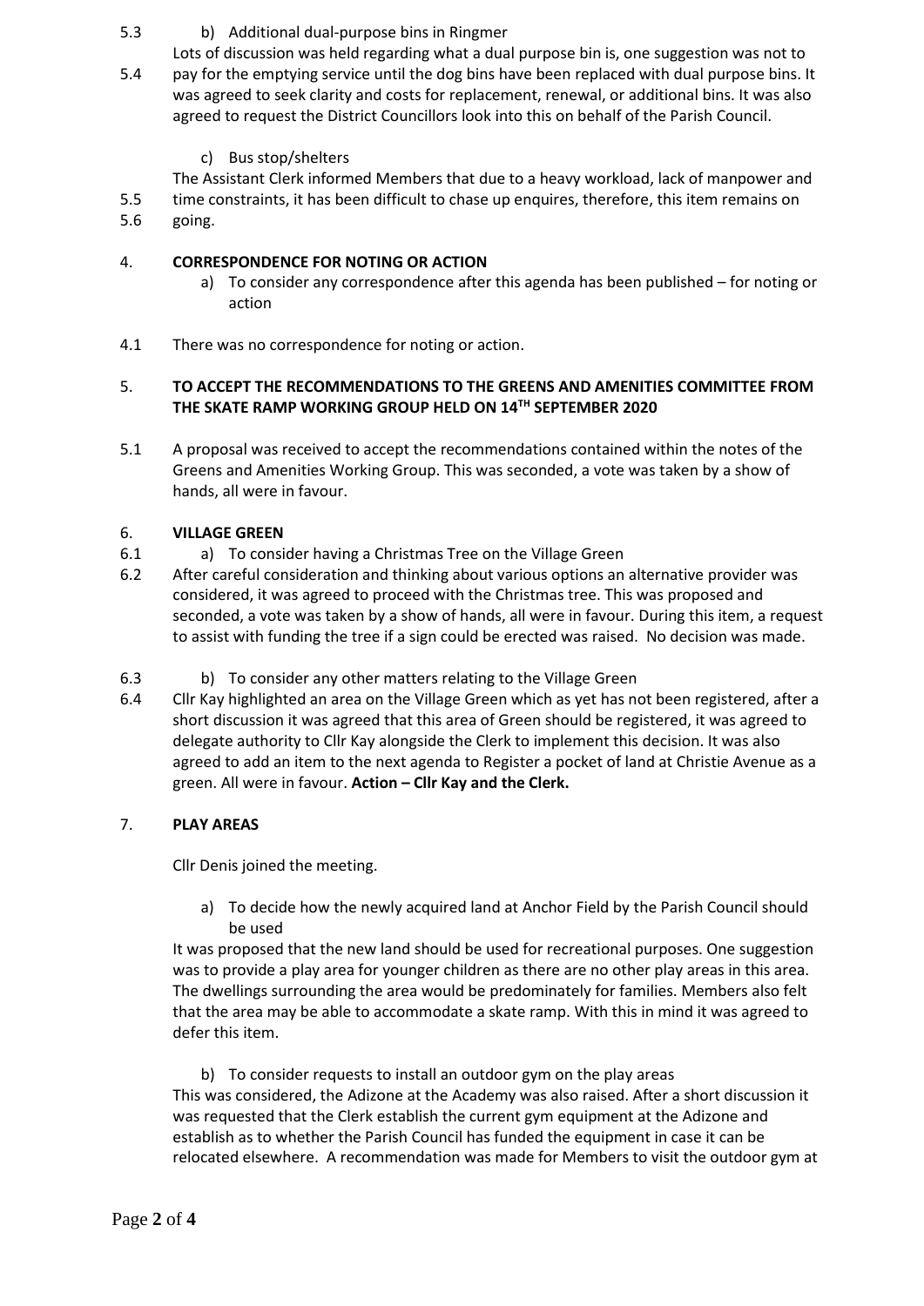5.3 b) Additional dual-purpose bins in Ringmer

5.4 Lots of discussion was held regarding what a dual purpose bin is, one suggestion was not to pay for the emptying service until the dog bins have been replaced with dual purpose bins. It was agreed to seek clarity and costs for replacement, renewal, or additional bins. It was also agreed to request the District Councillors look into this on behalf of the Parish Council.

5.5 c) Bus stop/shelters

5.6 The Assistant Clerk informed Members that due to a heavy workload, lack of manpower and time constraints, it has been difficult to chase up enquires, therefore, this item remains on going.

4. **CORRESPONDENCE FOR NOTING OR ACTION**

a) To consider any correspondence after this agenda has been published – for noting or action

4.1 There was no correspondence for noting or action.

5. **TO ACCEPT THE RECOMMENDATIONS TO THE GREENS AND AMENITIES COMMITTEE FROM THE SKATE RAMP WORKING GROUP HELD ON 14TH SEPTEMBER 2020**

5.1 A proposal was received to accept the recommendations contained within the notes of the Greens and Amenities Working Group. This was seconded, a vote was taken by a show of hands, all were in favour.

6. **VILLAGE GREEN**

6.1 a) To consider having a Christmas Tree on the Village Green

6.2 After careful consideration and thinking about various options an alternative provider was considered, it was agreed to proceed with the Christmas tree. This was proposed and seconded, a vote was taken by a show of hands, all were in favour. During this item, a request to assist with funding the tree if a sign could be erected was raised. No decision was made.

6.3 b) To consider any other matters relating to the Village Green

6.4 Cllr Kay highlighted an area on the Village Green which as yet has not been registered, after a short discussion it was agreed that this area of Green should be registered, it was agreed to delegate authority to Cllr Kay alongside the Clerk to implement this decision. It was also agreed to add an item to the next agenda to Register a pocket of land at Christie Avenue as a green. All were in favour. **Action – Cllr Kay and the Clerk.**

7. **PLAY AREAS**

Cllr Denis joined the meeting.

a) To decide how the newly acquired land at Anchor Field by the Parish Council should be used

It was proposed that the new land should be used for recreational purposes. One suggestion was to provide a play area for younger children as there are no other play areas in this area. The dwellings surrounding the area would be predominately for families. Members also felt that the area may be able to accommodate a skate ramp. With this in mind it was agreed to defer this item.

b) To consider requests to install an outdoor gym on the play areas

This was considered, the Adizone at the Academy was also raised. After a short discussion it was requested that the Clerk establish the current gym equipment at the Adizone and establish as to whether the Parish Council has funded the equipment in case it can be relocated elsewhere. A recommendation was made for Members to visit the outdoor gym at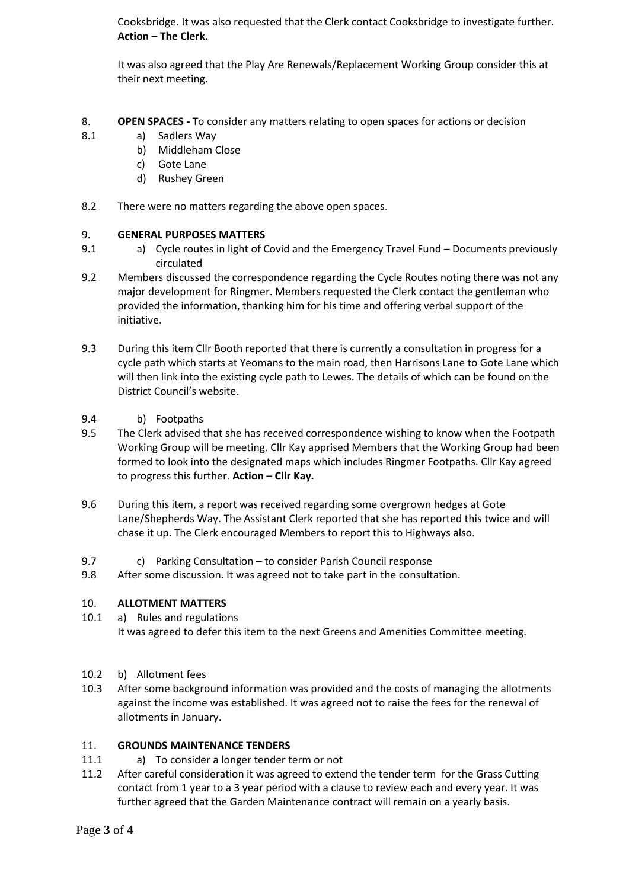Cooksbridge. It was also requested that the Clerk contact Cooksbridge to investigate further. **Action – The Clerk.**

It was also agreed that the Play Are Renewals/Replacement Working Group consider this at their next meeting.

8. **OPEN SPACES -** To consider any matters relating to open spaces for actions or decision

8.1
- a) Sadlers Way
- b) Middleham Close
- c) Gote Lane
- d) Rushey Green

8.2 There were no matters regarding the above open spaces.

9. **GENERAL PURPOSES MATTERS**

9.1 a) Cycle routes in light of Covid and the Emergency Travel Fund – Documents previously circulated

9.2 Members discussed the correspondence regarding the Cycle Routes noting there was not any major development for Ringmer. Members requested the Clerk contact the gentleman who provided the information, thanking him for his time and offering verbal support of the initiative.

9.3 During this item Cllr Booth reported that there is currently a consultation in progress for a cycle path which starts at Yeomans to the main road, then Harrisons Lane to Gote Lane which will then link into the existing cycle path to Lewes. The details of which can be found on the District Council's website.

9.4 b) Footpaths

9.5 The Clerk advised that she has received correspondence wishing to know when the Footpath Working Group will be meeting. Cllr Kay apprised Members that the Working Group had been formed to look into the designated maps which includes Ringmer Footpaths. Cllr Kay agreed to progress this further. **Action – Cllr Kay.**

9.6 During this item, a report was received regarding some overgrown hedges at Gote Lane/Shepherds Way. The Assistant Clerk reported that she has reported this twice and will chase it up. The Clerk encouraged Members to report this to Highways also.

9.7 c) Parking Consultation – to consider Parish Council response

9.8 After some discussion. It was agreed not to take part in the consultation.

10. **ALLOTMENT MATTERS**

10.1 a) Rules and regulations
It was agreed to defer this item to the next Greens and Amenities Committee meeting.

10.2 b) Allotment fees

10.3 After some background information was provided and the costs of managing the allotments against the income was established. It was agreed not to raise the fees for the renewal of allotments in January.

11. **GROUNDS MAINTENANCE TENDERS**

11.1 a) To consider a longer tender term or not

11.2 After careful consideration it was agreed to extend the tender term for the Grass Cutting contact from 1 year to a 3 year period with a clause to review each and every year. It was further agreed that the Garden Maintenance contract will remain on a yearly basis.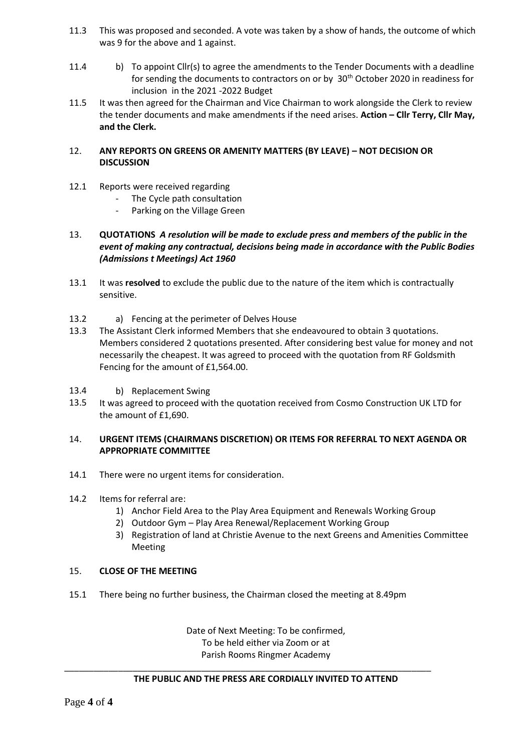11.3 This was proposed and seconded. A vote was taken by a show of hands, the outcome of which was 9 for the above and 1 against.

11.4 b) To appoint Cllr(s) to agree the amendments to the Tender Documents with a deadline for sending the documents to contractors on or by 30th October 2020 in readiness for inclusion in the 2021 -2022 Budget

11.5 It was then agreed for the Chairman and Vice Chairman to work alongside the Clerk to review the tender documents and make amendments if the need arises. **Action – Cllr Terry, Cllr May, and the Clerk.**

## 12. ANY REPORTS ON GREENS OR AMENITY MATTERS (BY LEAVE) – NOT DECISION OR DISCUSSION

12.1 Reports were received regarding

- The Cycle path consultation
- Parking on the Village Green

## 13. QUOTATIONS *A resolution will be made to exclude press and members of the public in the event of making any contractual, decisions being made in accordance with the Public Bodies (Admissions t Meetings) Act 1960*

13.1 It was **resolved** to exclude the public due to the nature of the item which is contractually sensitive.

13.2 a) Fencing at the perimeter of Delves House

13.3 The Assistant Clerk informed Members that she endeavoured to obtain 3 quotations. Members considered 2 quotations presented. After considering best value for money and not necessarily the cheapest. It was agreed to proceed with the quotation from RF Goldsmith Fencing for the amount of £1,564.00.

13.4 b) Replacement Swing

13.5 It was agreed to proceed with the quotation received from Cosmo Construction UK LTD for the amount of £1,690.

## 14. URGENT ITEMS (CHAIRMANS DISCRETION) OR ITEMS FOR REFERRAL TO NEXT AGENDA OR APPROPRIATE COMMITTEE

14.1 There were no urgent items for consideration.

14.2 Items for referral are:

1) Anchor Field Area to the Play Area Equipment and Renewals Working Group
2) Outdoor Gym – Play Area Renewal/Replacement Working Group
3) Registration of land at Christie Avenue to the next Greens and Amenities Committee Meeting

## 15. CLOSE OF THE MEETING

15.1 There being no further business, the Chairman closed the meeting at 8.49pm

Date of Next Meeting: To be confirmed,
To be held either via Zoom or at
Parish Rooms Ringmer Academy

**THE PUBLIC AND THE PRESS ARE CORDIALLY INVITED TO ATTEND**